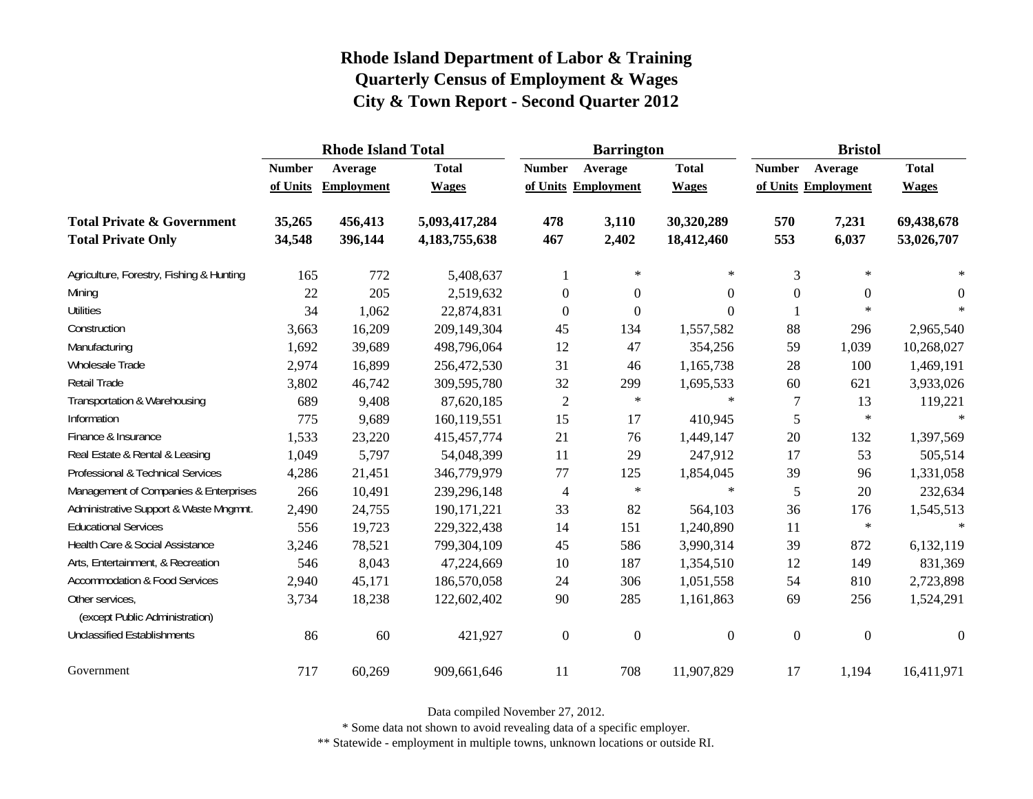# Rhode Island Department of Labor & Training
# Quarterly Census of Employment & Wages
# City & Town Report - Second Quarter 2012

| | Rhode Island Total | | | Barrington | | | Bristol | | |
|---|---|---|---|---|---|---|---|---|---|
| | Number of Units | Average Employment | Total Wages | Number of Units | Average Employment | Total Wages | Number of Units | Average Employment | Total Wages |
| **Total Private & Government** | **35,265** | **456,413** | **5,093,417,284** | **478** | **3,110** | **30,320,289** | **570** | **7,231** | **69,438,678** |
| **Total Private Only** | **34,548** | **396,144** | **4,183,755,638** | **467** | **2,402** | **18,412,460** | **553** | **6,037** | **53,026,707** |
| Agriculture, Forestry, Fishing & Hunting | 165 | 772 | 5,408,637 | 1 | * | * | 3 | * | * |
| Mining | 22 | 205 | 2,519,632 | 0 | 0 | 0 | 0 | 0 | 0 |
| Utilities | 34 | 1,062 | 22,874,831 | 0 | 0 | 0 | 1 | * | * |
| Construction | 3,663 | 16,209 | 209,149,304 | 45 | 134 | 1,557,582 | 88 | 296 | 2,965,540 |
| Manufacturing | 1,692 | 39,689 | 498,796,064 | 12 | 47 | 354,256 | 59 | 1,039 | 10,268,027 |
| Wholesale Trade | 2,974 | 16,899 | 256,472,530 | 31 | 46 | 1,165,738 | 28 | 100 | 1,469,191 |
| Retail Trade | 3,802 | 46,742 | 309,595,780 | 32 | 299 | 1,695,533 | 60 | 621 | 3,933,026 |
| Transportation & Warehousing | 689 | 9,408 | 87,620,185 | 2 | * | * | 7 | 13 | 119,221 |
| Information | 775 | 9,689 | 160,119,551 | 15 | 17 | 410,945 | 5 | * | * |
| Finance & Insurance | 1,533 | 23,220 | 415,457,774 | 21 | 76 | 1,449,147 | 20 | 132 | 1,397,569 |
| Real Estate & Rental & Leasing | 1,049 | 5,797 | 54,048,399 | 11 | 29 | 247,912 | 17 | 53 | 505,514 |
| Professional & Technical Services | 4,286 | 21,451 | 346,779,979 | 77 | 125 | 1,854,045 | 39 | 96 | 1,331,058 |
| Management of Companies & Enterprises | 266 | 10,491 | 239,296,148 | 4 | * | * | 5 | 20 | 232,634 |
| Administrative Support & Waste Mngmnt. | 2,490 | 24,755 | 190,171,221 | 33 | 82 | 564,103 | 36 | 176 | 1,545,513 |
| Educational Services | 556 | 19,723 | 229,322,438 | 14 | 151 | 1,240,890 | 11 | * | * |
| Health Care & Social Assistance | 3,246 | 78,521 | 799,304,109 | 45 | 586 | 3,990,314 | 39 | 872 | 6,132,119 |
| Arts, Entertainment, & Recreation | 546 | 8,043 | 47,224,669 | 10 | 187 | 1,354,510 | 12 | 149 | 831,369 |
| Accommodation & Food Services | 2,940 | 45,171 | 186,570,058 | 24 | 306 | 1,051,558 | 54 | 810 | 2,723,898 |
| Other services, (except Public Administration) | 3,734 | 18,238 | 122,602,402 | 90 | 285 | 1,161,863 | 69 | 256 | 1,524,291 |
| Unclassified Establishments | 86 | 60 | 421,927 | 0 | 0 | 0 | 0 | 0 | 0 |
| Government | 717 | 60,269 | 909,661,646 | 11 | 708 | 11,907,829 | 17 | 1,194 | 16,411,971 |

Data compiled November 27, 2012.

* Some data not shown to avoid revealing data of a specific employer.

** Statewide - employment in multiple towns, unknown locations or outside RI.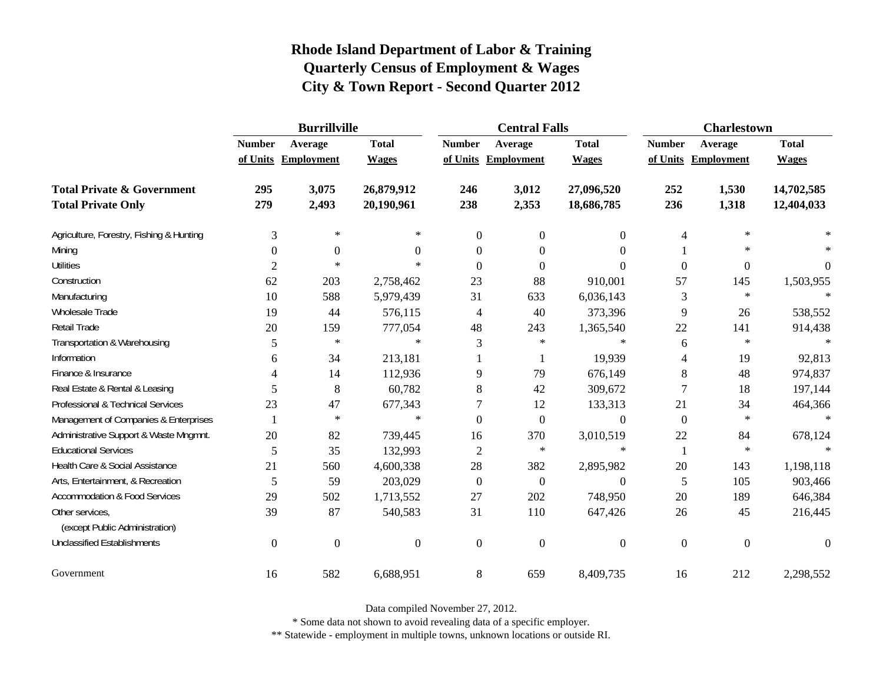# Rhode Island Department of Labor & Training
## Quarterly Census of Employment & Wages
## City & Town Report - Second Quarter 2012

| | Burrillville | | | Central Falls | | | Charlestown | | |
|---|---|---|---|---|---|---|---|---|---|
| | Number of Units | Average Employment | Total Wages | Number of Units | Average Employment | Total Wages | Number of Units | Average Employment | Total Wages |
| **Total Private & Government** | **295** | **3,075** | **26,879,912** | **246** | **3,012** | **27,096,520** | **252** | **1,530** | **14,702,585** |
| **Total Private Only** | **279** | **2,493** | **20,190,961** | **238** | **2,353** | **18,686,785** | **236** | **1,318** | **12,404,033** |
| Agriculture, Forestry, Fishing & Hunting | 3 | * | * | 0 | 0 | 0 | 4 | * | * |
| Mining | 0 | 0 | 0 | 0 | 0 | 0 | 1 | * | * |
| Utilities | 2 | * | * | 0 | 0 | 0 | 0 | 0 | 0 |
| Construction | 62 | 203 | 2,758,462 | 23 | 88 | 910,001 | 57 | 145 | 1,503,955 |
| Manufacturing | 10 | 588 | 5,979,439 | 31 | 633 | 6,036,143 | 3 | * | * |
| Wholesale Trade | 19 | 44 | 576,115 | 4 | 40 | 373,396 | 9 | 26 | 538,552 |
| Retail Trade | 20 | 159 | 777,054 | 48 | 243 | 1,365,540 | 22 | 141 | 914,438 |
| Transportation & Warehousing | 5 | * | * | 3 | * | * | 6 | * | * |
| Information | 6 | 34 | 213,181 | 1 | 1 | 19,939 | 4 | 19 | 92,813 |
| Finance & Insurance | 4 | 14 | 112,936 | 9 | 79 | 676,149 | 8 | 48 | 974,837 |
| Real Estate & Rental & Leasing | 5 | 8 | 60,782 | 8 | 42 | 309,672 | 7 | 18 | 197,144 |
| Professional & Technical Services | 23 | 47 | 677,343 | 7 | 12 | 133,313 | 21 | 34 | 464,366 |
| Management of Companies & Enterprises | 1 | * | * | 0 | 0 | 0 | 0 | * | * |
| Administrative Support & Waste Mngmnt. | 20 | 82 | 739,445 | 16 | 370 | 3,010,519 | 22 | 84 | 678,124 |
| Educational Services | 5 | 35 | 132,993 | 2 | * | * | 1 | * | * |
| Health Care & Social Assistance | 21 | 560 | 4,600,338 | 28 | 382 | 2,895,982 | 20 | 143 | 1,198,118 |
| Arts, Entertainment, & Recreation | 5 | 59 | 203,029 | 0 | 0 | 0 | 5 | 105 | 903,466 |
| Accommodation & Food Services | 29 | 502 | 1,713,552 | 27 | 202 | 748,950 | 20 | 189 | 646,384 |
| Other services, (except Public Administration) | 39 | 87 | 540,583 | 31 | 110 | 647,426 | 26 | 45 | 216,445 |
| Unclassified Establishments | 0 | 0 | 0 | 0 | 0 | 0 | 0 | 0 | 0 |
| Government | 16 | 582 | 6,688,951 | 8 | 659 | 8,409,735 | 16 | 212 | 2,298,552 |

Data compiled November 27, 2012.

* Some data not shown to avoid revealing data of a specific employer.

** Statewide - employment in multiple towns, unknown locations or outside RI.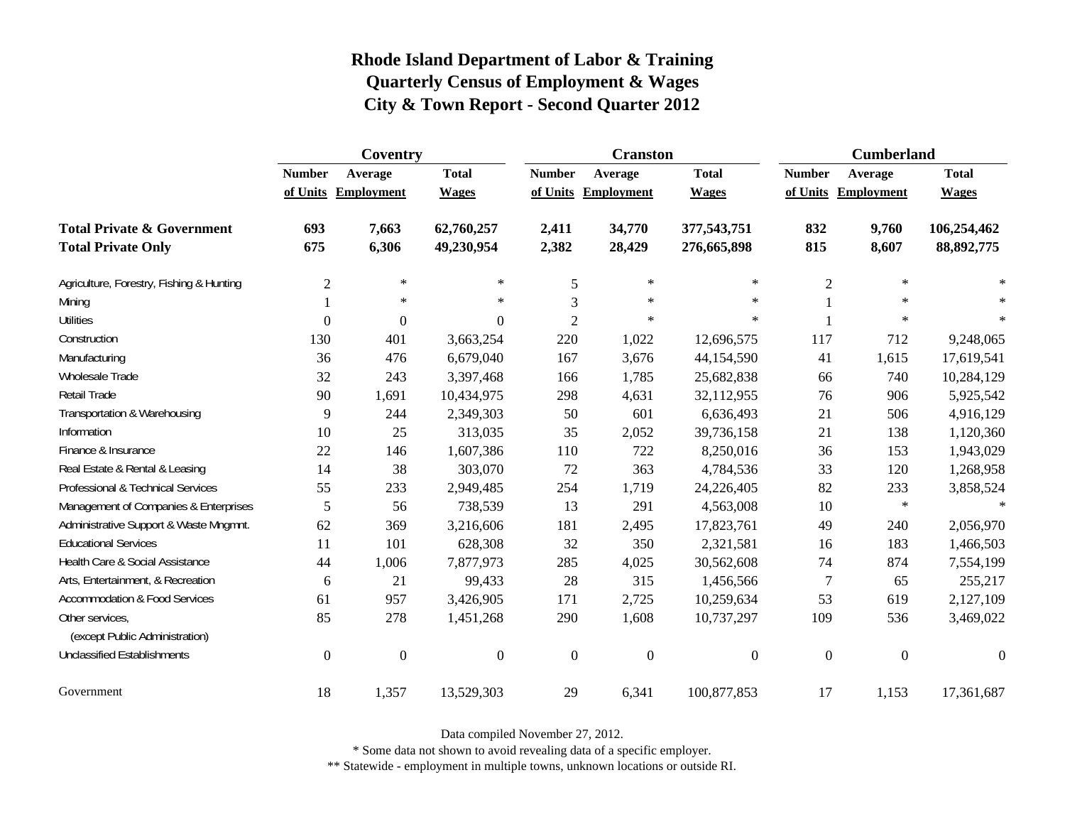**Rhode Island Department of Labor & Training**
**Quarterly Census of Employment & Wages**
**City & Town Report - Second Quarter 2012**

| | Coventry | | | Cranston | | | Cumberland | | |
|---|---|---|---|---|---|---|---|---|---|
| | Number of Units | Average Employment | Total Wages | Number of Units | Average Employment | Total Wages | Number of Units | Average Employment | Total Wages |
| **Total Private & Government** | **693** | **7,663** | **62,760,257** | **2,411** | **34,770** | **377,543,751** | **832** | **9,760** | **106,254,462** |
| **Total Private Only** | **675** | **6,306** | **49,230,954** | **2,382** | **28,429** | **276,665,898** | **815** | **8,607** | **88,892,775** |
| Agriculture, Forestry, Fishing & Hunting | 2 | * | * | 5 | * | * | 2 | * | * |
| Mining | 1 | * | * | 3 | * | * | 1 | * | * |
| Utilities | 0 | 0 | 0 | 2 | * | * | 1 | * | * |
| Construction | 130 | 401 | 3,663,254 | 220 | 1,022 | 12,696,575 | 117 | 712 | 9,248,065 |
| Manufacturing | 36 | 476 | 6,679,040 | 167 | 3,676 | 44,154,590 | 41 | 1,615 | 17,619,541 |
| Wholesale Trade | 32 | 243 | 3,397,468 | 166 | 1,785 | 25,682,838 | 66 | 740 | 10,284,129 |
| Retail Trade | 90 | 1,691 | 10,434,975 | 298 | 4,631 | 32,112,955 | 76 | 906 | 5,925,542 |
| Transportation & Warehousing | 9 | 244 | 2,349,303 | 50 | 601 | 6,636,493 | 21 | 506 | 4,916,129 |
| Information | 10 | 25 | 313,035 | 35 | 2,052 | 39,736,158 | 21 | 138 | 1,120,360 |
| Finance & Insurance | 22 | 146 | 1,607,386 | 110 | 722 | 8,250,016 | 36 | 153 | 1,943,029 |
| Real Estate & Rental & Leasing | 14 | 38 | 303,070 | 72 | 363 | 4,784,536 | 33 | 120 | 1,268,958 |
| Professional & Technical Services | 55 | 233 | 2,949,485 | 254 | 1,719 | 24,226,405 | 82 | 233 | 3,858,524 |
| Management of Companies & Enterprises | 5 | 56 | 738,539 | 13 | 291 | 4,563,008 | 10 | * | * |
| Administrative Support & Waste Mngmnt. | 62 | 369 | 3,216,606 | 181 | 2,495 | 17,823,761 | 49 | 240 | 2,056,970 |
| Educational Services | 11 | 101 | 628,308 | 32 | 350 | 2,321,581 | 16 | 183 | 1,466,503 |
| Health Care & Social Assistance | 44 | 1,006 | 7,877,973 | 285 | 4,025 | 30,562,608 | 74 | 874 | 7,554,199 |
| Arts, Entertainment, & Recreation | 6 | 21 | 99,433 | 28 | 315 | 1,456,566 | 7 | 65 | 255,217 |
| Accommodation & Food Services | 61 | 957 | 3,426,905 | 171 | 2,725 | 10,259,634 | 53 | 619 | 2,127,109 |
| Other services, (except Public Administration) | 85 | 278 | 1,451,268 | 290 | 1,608 | 10,737,297 | 109 | 536 | 3,469,022 |
| Unclassified Establishments | 0 | 0 | 0 | 0 | 0 | 0 | 0 | 0 | 0 |
| Government | 18 | 1,357 | 13,529,303 | 29 | 6,341 | 100,877,853 | 17 | 1,153 | 17,361,687 |

Data compiled November 27, 2012.

* Some data not shown to avoid revealing data of a specific employer.

** Statewide - employment in multiple towns, unknown locations or outside RI.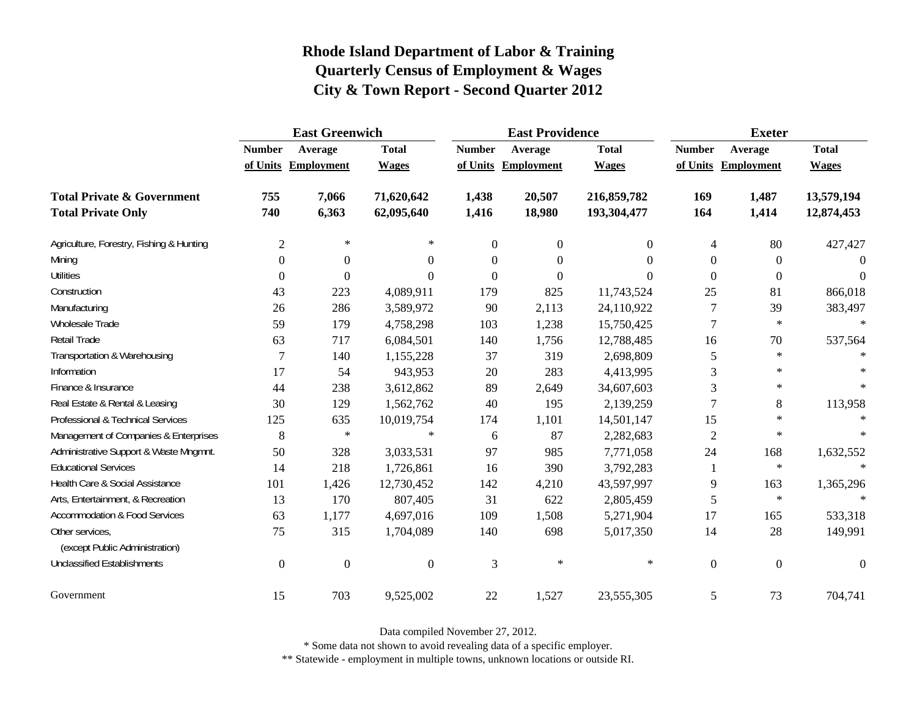# Rhode Island Department of Labor & Training
## Quarterly Census of Employment & Wages
## City & Town Report - Second Quarter 2012

| | East Greenwich | | | East Providence | | | Exeter | | |
|---|---|---|---|---|---|---|---|---|---|
| | Number of Units | Average Employment | Total Wages | Number of Units | Average Employment | Total Wages | Number of Units | Average Employment | Total Wages |
| **Total Private & Government** | **755** | **7,066** | **71,620,642** | **1,438** | **20,507** | **216,859,782** | **169** | **1,487** | **13,579,194** |
| **Total Private Only** | **740** | **6,363** | **62,095,640** | **1,416** | **18,980** | **193,304,477** | **164** | **1,414** | **12,874,453** |
| Agriculture, Forestry, Fishing & Hunting | 2 | * | * | 0 | 0 | 0 | 4 | 80 | 427,427 |
| Mining | 0 | 0 | 0 | 0 | 0 | 0 | 0 | 0 | 0 |
| Utilities | 0 | 0 | 0 | 0 | 0 | 0 | 0 | 0 | 0 |
| Construction | 43 | 223 | 4,089,911 | 179 | 825 | 11,743,524 | 25 | 81 | 866,018 |
| Manufacturing | 26 | 286 | 3,589,972 | 90 | 2,113 | 24,110,922 | 7 | 39 | 383,497 |
| Wholesale Trade | 59 | 179 | 4,758,298 | 103 | 1,238 | 15,750,425 | 7 | * | * |
| Retail Trade | 63 | 717 | 6,084,501 | 140 | 1,756 | 12,788,485 | 16 | 70 | 537,564 |
| Transportation & Warehousing | 7 | 140 | 1,155,228 | 37 | 319 | 2,698,809 | 5 | * | * |
| Information | 17 | 54 | 943,953 | 20 | 283 | 4,413,995 | 3 | * | * |
| Finance & Insurance | 44 | 238 | 3,612,862 | 89 | 2,649 | 34,607,603 | 3 | * | * |
| Real Estate & Rental & Leasing | 30 | 129 | 1,562,762 | 40 | 195 | 2,139,259 | 7 | 8 | 113,958 |
| Professional & Technical Services | 125 | 635 | 10,019,754 | 174 | 1,101 | 14,501,147 | 15 | * | * |
| Management of Companies & Enterprises | 8 | * | * | 6 | 87 | 2,282,683 | 2 | * | * |
| Administrative Support & Waste Mngmnt. | 50 | 328 | 3,033,531 | 97 | 985 | 7,771,058 | 24 | 168 | 1,632,552 |
| Educational Services | 14 | 218 | 1,726,861 | 16 | 390 | 3,792,283 | 1 | * | * |
| Health Care & Social Assistance | 101 | 1,426 | 12,730,452 | 142 | 4,210 | 43,597,997 | 9 | 163 | 1,365,296 |
| Arts, Entertainment, & Recreation | 13 | 170 | 807,405 | 31 | 622 | 2,805,459 | 5 | * | * |
| Accommodation & Food Services | 63 | 1,177 | 4,697,016 | 109 | 1,508 | 5,271,904 | 17 | 165 | 533,318 |
| Other services, (except Public Administration) | 75 | 315 | 1,704,089 | 140 | 698 | 5,017,350 | 14 | 28 | 149,991 |
| Unclassified Establishments | 0 | 0 | 0 | 3 | * | * | 0 | 0 | 0 |
| Government | 15 | 703 | 9,525,002 | 22 | 1,527 | 23,555,305 | 5 | 73 | 704,741 |

Data compiled November 27, 2012.

* Some data not shown to avoid revealing data of a specific employer.

** Statewide - employment in multiple towns, unknown locations or outside RI.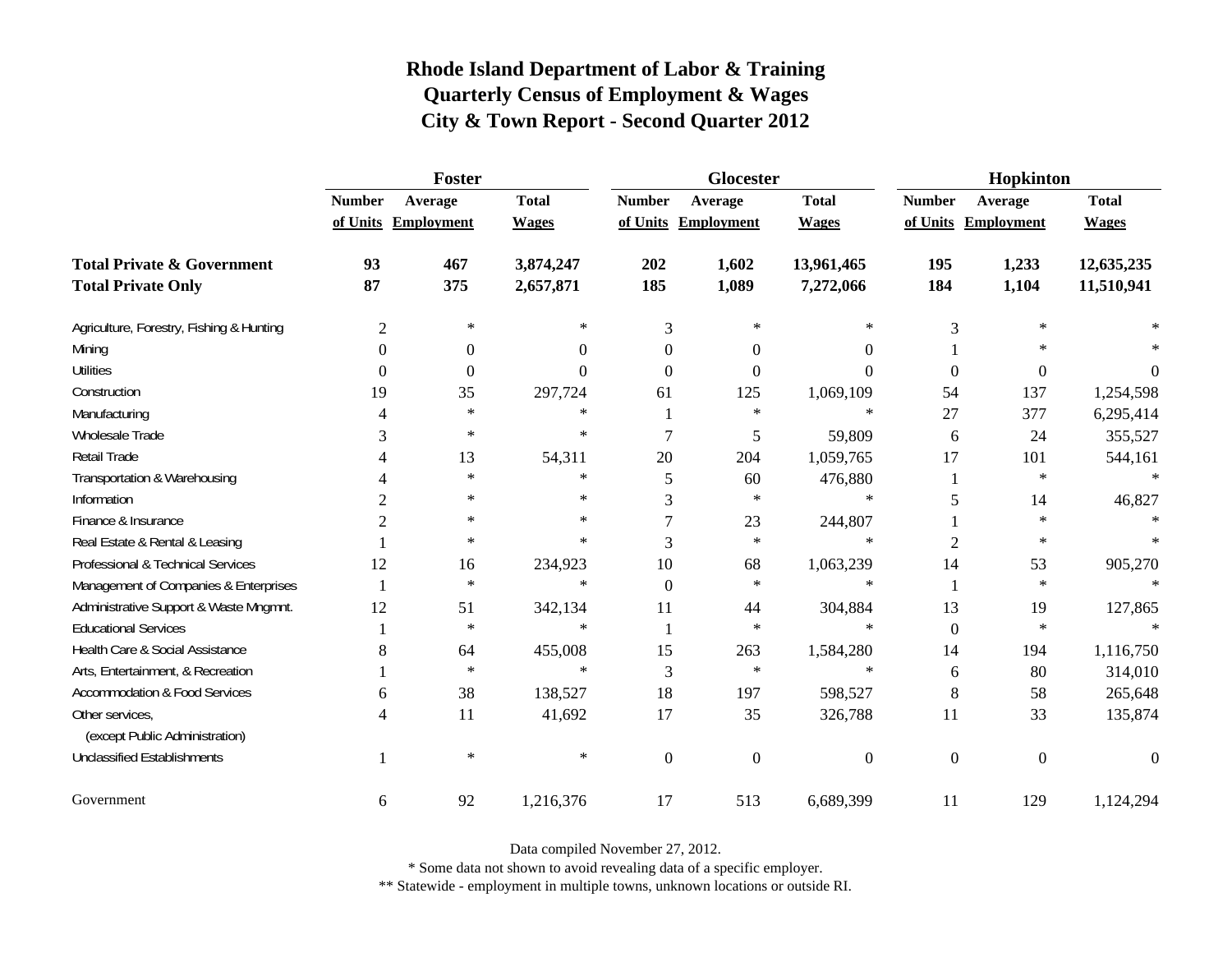# Rhode Island Department of Labor & Training
## Quarterly Census of Employment & Wages
## City & Town Report - Second Quarter 2012

| | Foster | | | Glocester | | | Hopkinton | | |
|---|---|---|---|---|---|---|---|---|---|
| | Number of Units | Average Employment | Total Wages | Number of Units | Average Employment | Total Wages | Number of Units | Average Employment | Total Wages |
| **Total Private & Government** | **93** | **467** | **3,874,247** | **202** | **1,602** | **13,961,465** | **195** | **1,233** | **12,635,235** |
| **Total Private Only** | **87** | **375** | **2,657,871** | **185** | **1,089** | **7,272,066** | **184** | **1,104** | **11,510,941** |
| Agriculture, Forestry, Fishing & Hunting | 2 | * | * | 3 | * | * | 3 | * | * |
| Mining | 0 | 0 | 0 | 0 | 0 | 0 | 1 | * | * |
| Utilities | 0 | 0 | 0 | 0 | 0 | 0 | 0 | 0 | 0 |
| Construction | 19 | 35 | 297,724 | 61 | 125 | 1,069,109 | 54 | 137 | 1,254,598 |
| Manufacturing | 4 | * | * | 1 | * | * | 27 | 377 | 6,295,414 |
| Wholesale Trade | 3 | * | * | 7 | 5 | 59,809 | 6 | 24 | 355,527 |
| Retail Trade | 4 | 13 | 54,311 | 20 | 204 | 1,059,765 | 17 | 101 | 544,161 |
| Transportation & Warehousing | 4 | * | * | 5 | 60 | 476,880 | 1 | * | * |
| Information | 2 | * | * | 3 | * | * | 5 | 14 | 46,827 |
| Finance & Insurance | 2 | * | * | 7 | 23 | 244,807 | 1 | * | * |
| Real Estate & Rental & Leasing | 1 | * | * | 3 | * | * | 2 | * | * |
| Professional & Technical Services | 12 | 16 | 234,923 | 10 | 68 | 1,063,239 | 14 | 53 | 905,270 |
| Management of Companies & Enterprises | 1 | * | * | 0 | * | * | 1 | * | * |
| Administrative Support & Waste Mngmnt. | 12 | 51 | 342,134 | 11 | 44 | 304,884 | 13 | 19 | 127,865 |
| Educational Services | 1 | * | * | 1 | * | * | 0 | * | * |
| Health Care & Social Assistance | 8 | 64 | 455,008 | 15 | 263 | 1,584,280 | 14 | 194 | 1,116,750 |
| Arts, Entertainment, & Recreation | 1 | * | * | 3 | * | * | 6 | 80 | 314,010 |
| Accommodation & Food Services | 6 | 38 | 138,527 | 18 | 197 | 598,527 | 8 | 58 | 265,648 |
| Other services, (except Public Administration) | 4 | 11 | 41,692 | 17 | 35 | 326,788 | 11 | 33 | 135,874 |
| Unclassified Establishments | 1 | * | * | 0 | 0 | 0 | 0 | 0 | 0 |
| Government | 6 | 92 | 1,216,376 | 17 | 513 | 6,689,399 | 11 | 129 | 1,124,294 |

Data compiled November 27, 2012.

* Some data not shown to avoid revealing data of a specific employer.

** Statewide - employment in multiple towns, unknown locations or outside RI.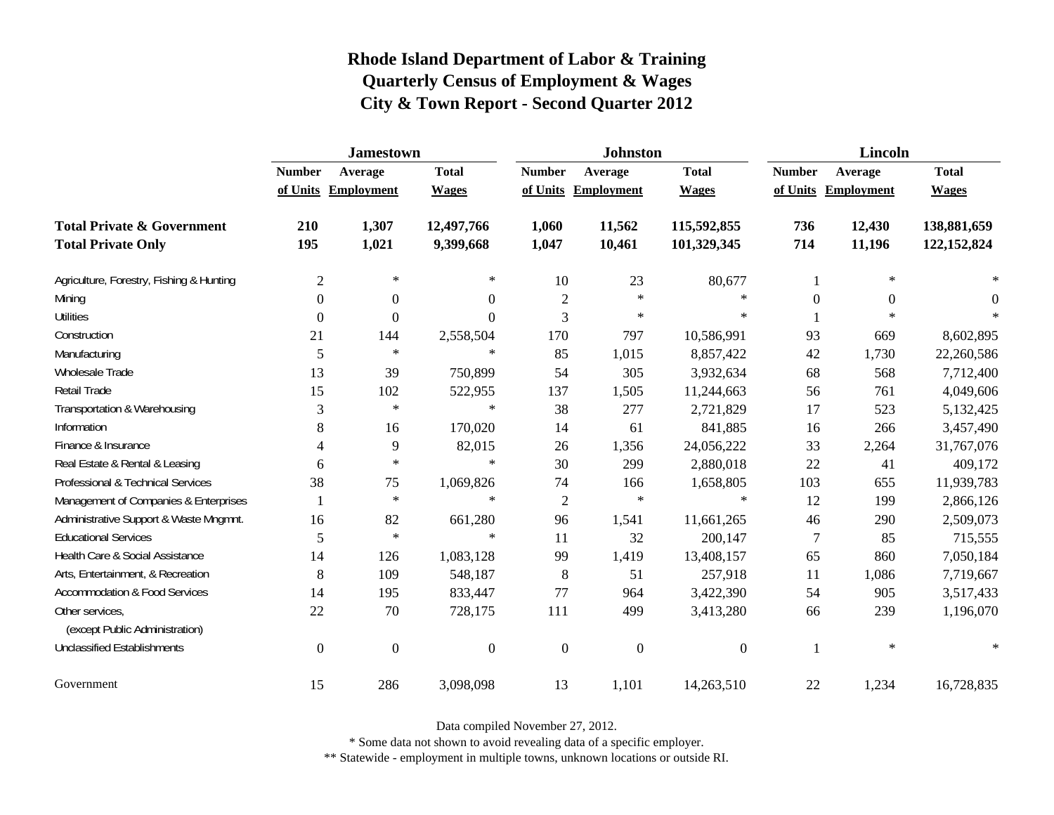# Rhode Island Department of Labor & Training
## Quarterly Census of Employment & Wages
## City & Town Report - Second Quarter 2012

| | Jamestown | | | Johnston | | | Lincoln | | |
|---|---|---|---|---|---|---|---|---|---|
| | Number of Units | Average Employment | Total Wages | Number of Units | Average Employment | Total Wages | Number of Units | Average Employment | Total Wages |
| **Total Private & Government** | **210** | **1,307** | **12,497,766** | **1,060** | **11,562** | **115,592,855** | **736** | **12,430** | **138,881,659** |
| **Total Private Only** | **195** | **1,021** | **9,399,668** | **1,047** | **10,461** | **101,329,345** | **714** | **11,196** | **122,152,824** |
| Agriculture, Forestry, Fishing & Hunting | 2 | * | * | 10 | 23 | 80,677 | 1 | * | * |
| Mining | 0 | 0 | 0 | 2 | * | * | 0 | 0 | 0 |
| Utilities | 0 | 0 | 0 | 3 | * | * | 1 | * | * |
| Construction | 21 | 144 | 2,558,504 | 170 | 797 | 10,586,991 | 93 | 669 | 8,602,895 |
| Manufacturing | 5 | * | * | 85 | 1,015 | 8,857,422 | 42 | 1,730 | 22,260,586 |
| Wholesale Trade | 13 | 39 | 750,899 | 54 | 305 | 3,932,634 | 68 | 568 | 7,712,400 |
| Retail Trade | 15 | 102 | 522,955 | 137 | 1,505 | 11,244,663 | 56 | 761 | 4,049,606 |
| Transportation & Warehousing | 3 | * | * | 38 | 277 | 2,721,829 | 17 | 523 | 5,132,425 |
| Information | 8 | 16 | 170,020 | 14 | 61 | 841,885 | 16 | 266 | 3,457,490 |
| Finance & Insurance | 4 | 9 | 82,015 | 26 | 1,356 | 24,056,222 | 33 | 2,264 | 31,767,076 |
| Real Estate & Rental & Leasing | 6 | * | * | 30 | 299 | 2,880,018 | 22 | 41 | 409,172 |
| Professional & Technical Services | 38 | 75 | 1,069,826 | 74 | 166 | 1,658,805 | 103 | 655 | 11,939,783 |
| Management of Companies & Enterprises | 1 | * | * | 2 | * | * | 12 | 199 | 2,866,126 |
| Administrative Support & Waste Mngmnt. | 16 | 82 | 661,280 | 96 | 1,541 | 11,661,265 | 46 | 290 | 2,509,073 |
| Educational Services | 5 | * | * | 11 | 32 | 200,147 | 7 | 85 | 715,555 |
| Health Care & Social Assistance | 14 | 126 | 1,083,128 | 99 | 1,419 | 13,408,157 | 65 | 860 | 7,050,184 |
| Arts, Entertainment, & Recreation | 8 | 109 | 548,187 | 8 | 51 | 257,918 | 11 | 1,086 | 7,719,667 |
| Accommodation & Food Services | 14 | 195 | 833,447 | 77 | 964 | 3,422,390 | 54 | 905 | 3,517,433 |
| Other services, (except Public Administration) | 22 | 70 | 728,175 | 111 | 499 | 3,413,280 | 66 | 239 | 1,196,070 |
| Unclassified Establishments | 0 | 0 | 0 | 0 | 0 | 0 | 1 | * | * |
| Government | 15 | 286 | 3,098,098 | 13 | 1,101 | 14,263,510 | 22 | 1,234 | 16,728,835 |

Data compiled November 27, 2012.

* Some data not shown to avoid revealing data of a specific employer.

** Statewide - employment in multiple towns, unknown locations or outside RI.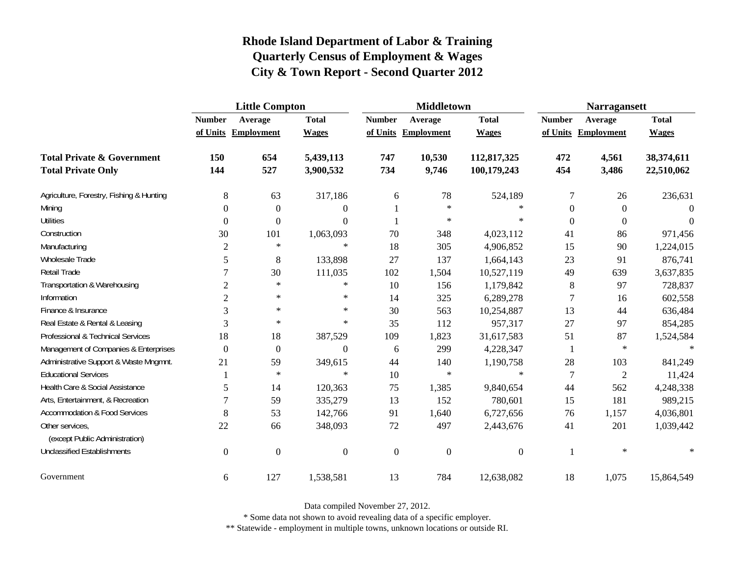# Rhode Island Department of Labor & Training
## Quarterly Census of Employment & Wages
## City & Town Report - Second Quarter 2012

| | Little Compton | | | Middletown | | | Narragansett | | |
|---|---|---|---|---|---|---|---|---|---|
| | Number of Units | Average Employment | Total Wages | Number of Units | Average Employment | Total Wages | Number of Units | Average Employment | Total Wages |
| **Total Private & Government** | **150** | **654** | **5,439,113** | **747** | **10,530** | **112,817,325** | **472** | **4,561** | **38,374,611** |
| **Total Private Only** | **144** | **527** | **3,900,532** | **734** | **9,746** | **100,179,243** | **454** | **3,486** | **22,510,062** |
| Agriculture, Forestry, Fishing & Hunting | 8 | 63 | 317,186 | 6 | 78 | 524,189 | 7 | 26 | 236,631 |
| Mining | 0 | 0 | 0 | 1 | * | * | 0 | 0 | 0 |
| Utilities | 0 | 0 | 0 | 1 | * | * | 0 | 0 | 0 |
| Construction | 30 | 101 | 1,063,093 | 70 | 348 | 4,023,112 | 41 | 86 | 971,456 |
| Manufacturing | 2 | * | * | 18 | 305 | 4,906,852 | 15 | 90 | 1,224,015 |
| Wholesale Trade | 5 | 8 | 133,898 | 27 | 137 | 1,664,143 | 23 | 91 | 876,741 |
| Retail Trade | 7 | 30 | 111,035 | 102 | 1,504 | 10,527,119 | 49 | 639 | 3,637,835 |
| Transportation & Warehousing | 2 | * | * | 10 | 156 | 1,179,842 | 8 | 97 | 728,837 |
| Information | 2 | * | * | 14 | 325 | 6,289,278 | 7 | 16 | 602,558 |
| Finance & Insurance | 3 | * | * | 30 | 563 | 10,254,887 | 13 | 44 | 636,484 |
| Real Estate & Rental & Leasing | 3 | * | * | 35 | 112 | 957,317 | 27 | 97 | 854,285 |
| Professional & Technical Services | 18 | 18 | 387,529 | 109 | 1,823 | 31,617,583 | 51 | 87 | 1,524,584 |
| Management of Companies & Enterprises | 0 | 0 | 0 | 6 | 299 | 4,228,347 | 1 | * | * |
| Administrative Support & Waste Mngmnt. | 21 | 59 | 349,615 | 44 | 140 | 1,190,758 | 28 | 103 | 841,249 |
| Educational Services | 1 | * | * | 10 | * | * | 7 | 2 | 11,424 |
| Health Care & Social Assistance | 5 | 14 | 120,363 | 75 | 1,385 | 9,840,654 | 44 | 562 | 4,248,338 |
| Arts, Entertainment, & Recreation | 7 | 59 | 335,279 | 13 | 152 | 780,601 | 15 | 181 | 989,215 |
| Accommodation & Food Services | 8 | 53 | 142,766 | 91 | 1,640 | 6,727,656 | 76 | 1,157 | 4,036,801 |
| Other services, (except Public Administration) | 22 | 66 | 348,093 | 72 | 497 | 2,443,676 | 41 | 201 | 1,039,442 |
| Unclassified Establishments | 0 | 0 | 0 | 0 | 0 | 0 | 1 | * | * |
| Government | 6 | 127 | 1,538,581 | 13 | 784 | 12,638,082 | 18 | 1,075 | 15,864,549 |

Data compiled November 27, 2012.

* Some data not shown to avoid revealing data of a specific employer.

** Statewide - employment in multiple towns, unknown locations or outside RI.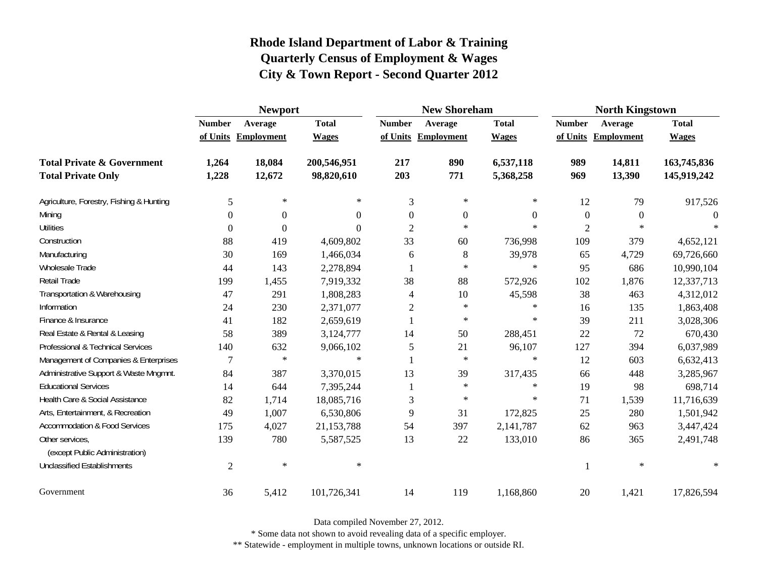# Rhode Island Department of Labor & Training
## Quarterly Census of Employment & Wages
## City & Town Report - Second Quarter 2012

| | Newport | | | New Shoreham | | | North Kingstown | | |
|---|---|---|---|---|---|---|---|---|---|
| | Number of Units | Average Employment | Total Wages | Number of Units | Average Employment | Total Wages | Number of Units | Average Employment | Total Wages |
| **Total Private & Government** | **1,264** | **18,084** | **200,546,951** | **217** | **890** | **6,537,118** | **989** | **14,811** | **163,745,836** |
| **Total Private Only** | **1,228** | **12,672** | **98,820,610** | **203** | **771** | **5,368,258** | **969** | **13,390** | **145,919,242** |
| Agriculture, Forestry, Fishing & Hunting | 5 | * | * | 3 | * | * | 12 | 79 | 917,526 |
| Mining | 0 | 0 | 0 | 0 | 0 | 0 | 0 | 0 | 0 |
| Utilities | 0 | 0 | 0 | 2 | * | * | 2 | * | * |
| Construction | 88 | 419 | 4,609,802 | 33 | 60 | 736,998 | 109 | 379 | 4,652,121 |
| Manufacturing | 30 | 169 | 1,466,034 | 6 | 8 | 39,978 | 65 | 4,729 | 69,726,660 |
| Wholesale Trade | 44 | 143 | 2,278,894 | 1 | * | * | 95 | 686 | 10,990,104 |
| Retail Trade | 199 | 1,455 | 7,919,332 | 38 | 88 | 572,926 | 102 | 1,876 | 12,337,713 |
| Transportation & Warehousing | 47 | 291 | 1,808,283 | 4 | 10 | 45,598 | 38 | 463 | 4,312,012 |
| Information | 24 | 230 | 2,371,077 | 2 | * | * | 16 | 135 | 1,863,408 |
| Finance & Insurance | 41 | 182 | 2,659,619 | 1 | * | * | 39 | 211 | 3,028,306 |
| Real Estate & Rental & Leasing | 58 | 389 | 3,124,777 | 14 | 50 | 288,451 | 22 | 72 | 670,430 |
| Professional & Technical Services | 140 | 632 | 9,066,102 | 5 | 21 | 96,107 | 127 | 394 | 6,037,989 |
| Management of Companies & Enterprises | 7 | * | * | 1 | * | * | 12 | 603 | 6,632,413 |
| Administrative Support & Waste Mngmnt. | 84 | 387 | 3,370,015 | 13 | 39 | 317,435 | 66 | 448 | 3,285,967 |
| Educational Services | 14 | 644 | 7,395,244 | 1 | * | * | 19 | 98 | 698,714 |
| Health Care & Social Assistance | 82 | 1,714 | 18,085,716 | 3 | * | * | 71 | 1,539 | 11,716,639 |
| Arts, Entertainment, & Recreation | 49 | 1,007 | 6,530,806 | 9 | 31 | 172,825 | 25 | 280 | 1,501,942 |
| Accommodation & Food Services | 175 | 4,027 | 21,153,788 | 54 | 397 | 2,141,787 | 62 | 963 | 3,447,424 |
| Other services, (except Public Administration) | 139 | 780 | 5,587,525 | 13 | 22 | 133,010 | 86 | 365 | 2,491,748 |
| Unclassified Establishments | 2 | * | * | | | | 1 | * | * |
| Government | 36 | 5,412 | 101,726,341 | 14 | 119 | 1,168,860 | 20 | 1,421 | 17,826,594 |

Data compiled November 27, 2012.

* Some data not shown to avoid revealing data of a specific employer.

** Statewide - employment in multiple towns, unknown locations or outside RI.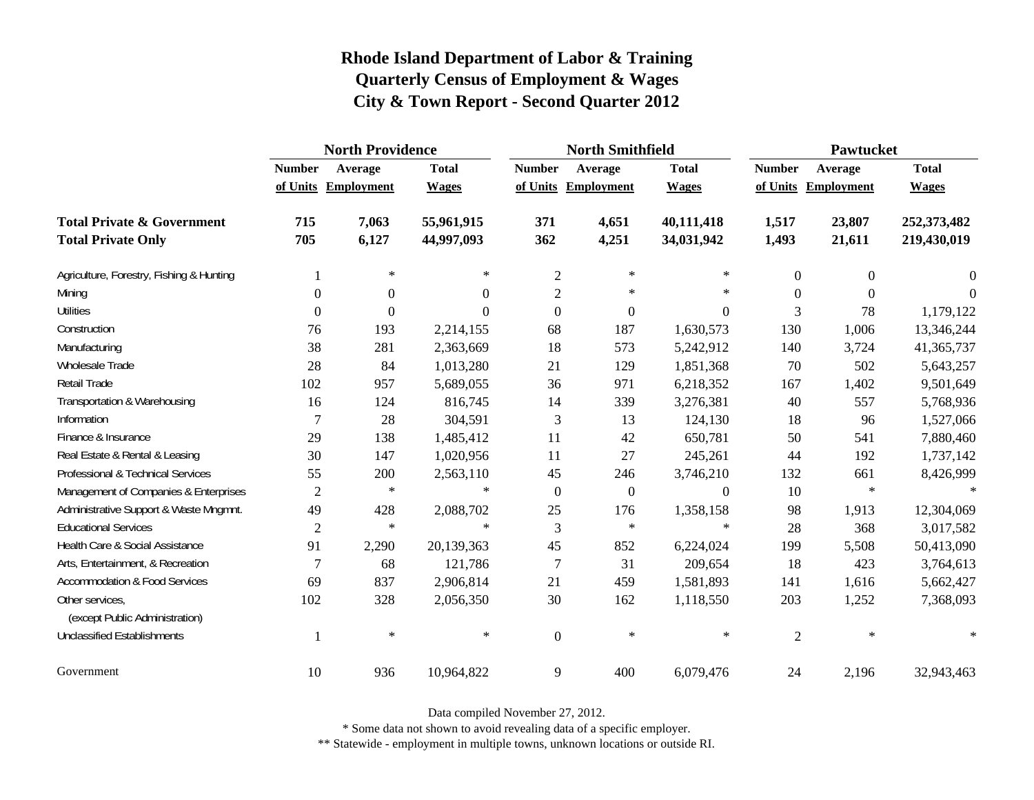# Rhode Island Department of Labor & Training
## Quarterly Census of Employment & Wages
## City & Town Report - Second Quarter 2012

| | North Providence | | | North Smithfield | | | Pawtucket | | |
|---|---|---|---|---|---|---|---|---|---|
| | Number of Units | Average Employment | Total Wages | Number of Units | Average Employment | Total Wages | Number of Units | Average Employment | Total Wages |
| **Total Private & Government** | **715** | **7,063** | **55,961,915** | **371** | **4,651** | **40,111,418** | **1,517** | **23,807** | **252,373,482** |
| **Total Private Only** | **705** | **6,127** | **44,997,093** | **362** | **4,251** | **34,031,942** | **1,493** | **21,611** | **219,430,019** |
| Agriculture, Forestry, Fishing & Hunting | 1 | * | * | 2 | * | * | 0 | 0 | 0 |
| Mining | 0 | 0 | 0 | 2 | * | * | 0 | 0 | 0 |
| Utilities | 0 | 0 | 0 | 0 | 0 | 0 | 3 | 78 | 1,179,122 |
| Construction | 76 | 193 | 2,214,155 | 68 | 187 | 1,630,573 | 130 | 1,006 | 13,346,244 |
| Manufacturing | 38 | 281 | 2,363,669 | 18 | 573 | 5,242,912 | 140 | 3,724 | 41,365,737 |
| Wholesale Trade | 28 | 84 | 1,013,280 | 21 | 129 | 1,851,368 | 70 | 502 | 5,643,257 |
| Retail Trade | 102 | 957 | 5,689,055 | 36 | 971 | 6,218,352 | 167 | 1,402 | 9,501,649 |
| Transportation & Warehousing | 16 | 124 | 816,745 | 14 | 339 | 3,276,381 | 40 | 557 | 5,768,936 |
| Information | 7 | 28 | 304,591 | 3 | 13 | 124,130 | 18 | 96 | 1,527,066 |
| Finance & Insurance | 29 | 138 | 1,485,412 | 11 | 42 | 650,781 | 50 | 541 | 7,880,460 |
| Real Estate & Rental & Leasing | 30 | 147 | 1,020,956 | 11 | 27 | 245,261 | 44 | 192 | 1,737,142 |
| Professional & Technical Services | 55 | 200 | 2,563,110 | 45 | 246 | 3,746,210 | 132 | 661 | 8,426,999 |
| Management of Companies & Enterprises | 2 | * | * | 0 | 0 | 0 | 10 | * | * |
| Administrative Support & Waste Mngmnt. | 49 | 428 | 2,088,702 | 25 | 176 | 1,358,158 | 98 | 1,913 | 12,304,069 |
| Educational Services | 2 | * | * | 3 | * | * | 28 | 368 | 3,017,582 |
| Health Care & Social Assistance | 91 | 2,290 | 20,139,363 | 45 | 852 | 6,224,024 | 199 | 5,508 | 50,413,090 |
| Arts, Entertainment, & Recreation | 7 | 68 | 121,786 | 7 | 31 | 209,654 | 18 | 423 | 3,764,613 |
| Accommodation & Food Services | 69 | 837 | 2,906,814 | 21 | 459 | 1,581,893 | 141 | 1,616 | 5,662,427 |
| Other services, (except Public Administration) | 102 | 328 | 2,056,350 | 30 | 162 | 1,118,550 | 203 | 1,252 | 7,368,093 |
| Unclassified Establishments | 1 | * | * | 0 | * | * | 2 | * | * |
| Government | 10 | 936 | 10,964,822 | 9 | 400 | 6,079,476 | 24 | 2,196 | 32,943,463 |

Data compiled November 27, 2012.

* Some data not shown to avoid revealing data of a specific employer.

** Statewide - employment in multiple towns, unknown locations or outside RI.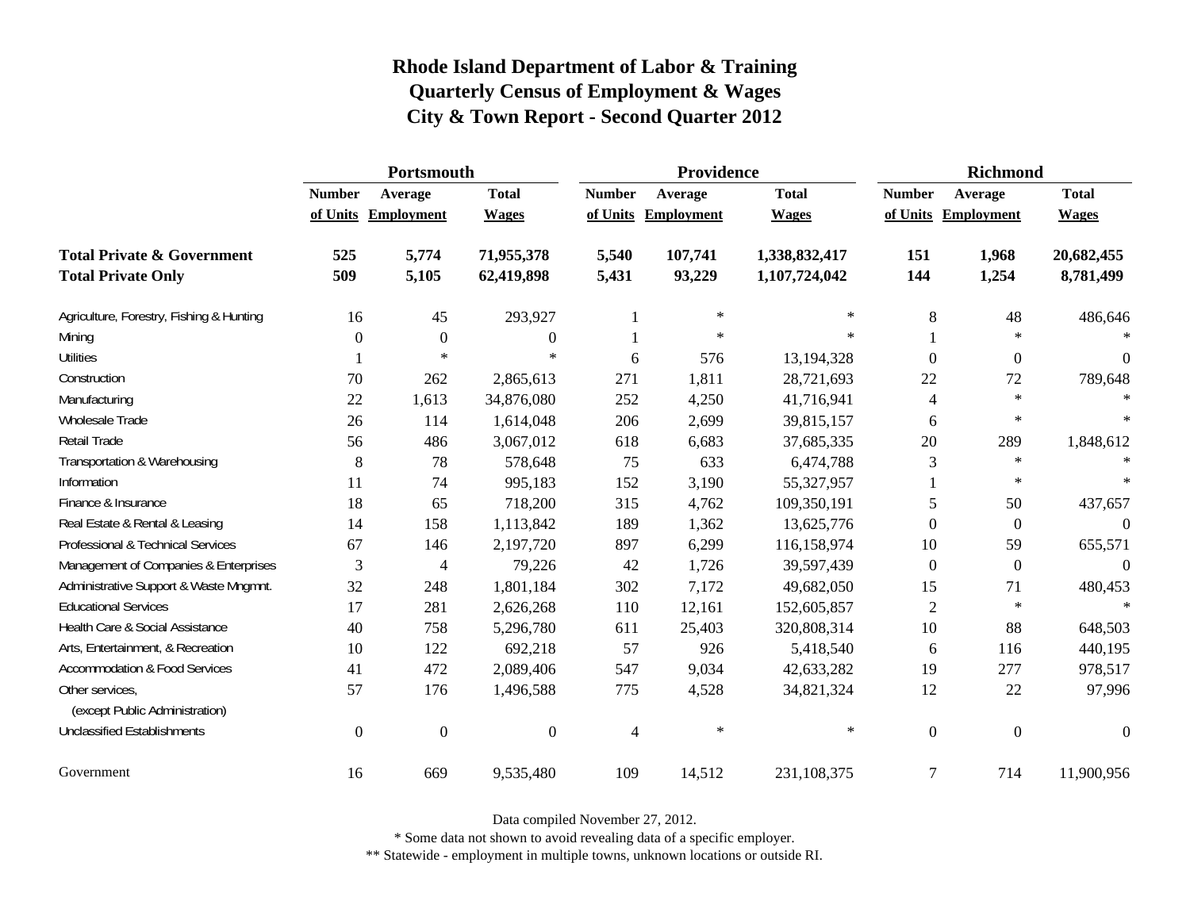# Rhode Island Department of Labor & Training
## Quarterly Census of Employment & Wages
## City & Town Report - Second Quarter 2012

| | Portsmouth | | | Providence | | | Richmond | | |
|---|---|---|---|---|---|---|---|---|---|
| | Number of Units | Average Employment | Total Wages | Number of Units | Average Employment | Total Wages | Number of Units | Average Employment | Total Wages |
| **Total Private & Government** | **525** | **5,774** | **71,955,378** | **5,540** | **107,741** | **1,338,832,417** | **151** | **1,968** | **20,682,455** |
| **Total Private Only** | **509** | **5,105** | **62,419,898** | **5,431** | **93,229** | **1,107,724,042** | **144** | **1,254** | **8,781,499** |
| Agriculture, Forestry, Fishing & Hunting | 16 | 45 | 293,927 | 1 | * | * | 8 | 48 | 486,646 |
| Mining | 0 | 0 | 0 | 1 | * | * | 1 | * | * |
| Utilities | 1 | * | * | 6 | 576 | 13,194,328 | 0 | 0 | 0 |
| Construction | 70 | 262 | 2,865,613 | 271 | 1,811 | 28,721,693 | 22 | 72 | 789,648 |
| Manufacturing | 22 | 1,613 | 34,876,080 | 252 | 4,250 | 41,716,941 | 4 | * | * |
| Wholesale Trade | 26 | 114 | 1,614,048 | 206 | 2,699 | 39,815,157 | 6 | * | * |
| Retail Trade | 56 | 486 | 3,067,012 | 618 | 6,683 | 37,685,335 | 20 | 289 | 1,848,612 |
| Transportation & Warehousing | 8 | 78 | 578,648 | 75 | 633 | 6,474,788 | 3 | * | * |
| Information | 11 | 74 | 995,183 | 152 | 3,190 | 55,327,957 | 1 | * | * |
| Finance & Insurance | 18 | 65 | 718,200 | 315 | 4,762 | 109,350,191 | 5 | 50 | 437,657 |
| Real Estate & Rental & Leasing | 14 | 158 | 1,113,842 | 189 | 1,362 | 13,625,776 | 0 | 0 | 0 |
| Professional & Technical Services | 67 | 146 | 2,197,720 | 897 | 6,299 | 116,158,974 | 10 | 59 | 655,571 |
| Management of Companies & Enterprises | 3 | 4 | 79,226 | 42 | 1,726 | 39,597,439 | 0 | 0 | 0 |
| Administrative Support & Waste Mngmnt. | 32 | 248 | 1,801,184 | 302 | 7,172 | 49,682,050 | 15 | 71 | 480,453 |
| Educational Services | 17 | 281 | 2,626,268 | 110 | 12,161 | 152,605,857 | 2 | * | * |
| Health Care & Social Assistance | 40 | 758 | 5,296,780 | 611 | 25,403 | 320,808,314 | 10 | 88 | 648,503 |
| Arts, Entertainment, & Recreation | 10 | 122 | 692,218 | 57 | 926 | 5,418,540 | 6 | 116 | 440,195 |
| Accommodation & Food Services | 41 | 472 | 2,089,406 | 547 | 9,034 | 42,633,282 | 19 | 277 | 978,517 |
| Other services, (except Public Administration) | 57 | 176 | 1,496,588 | 775 | 4,528 | 34,821,324 | 12 | 22 | 97,996 |
| Unclassified Establishments | 0 | 0 | 0 | 4 | * | * | 0 | 0 | 0 |
| Government | 16 | 669 | 9,535,480 | 109 | 14,512 | 231,108,375 | 7 | 714 | 11,900,956 |

Data compiled November 27, 2012.

* Some data not shown to avoid revealing data of a specific employer.

** Statewide - employment in multiple towns, unknown locations or outside RI.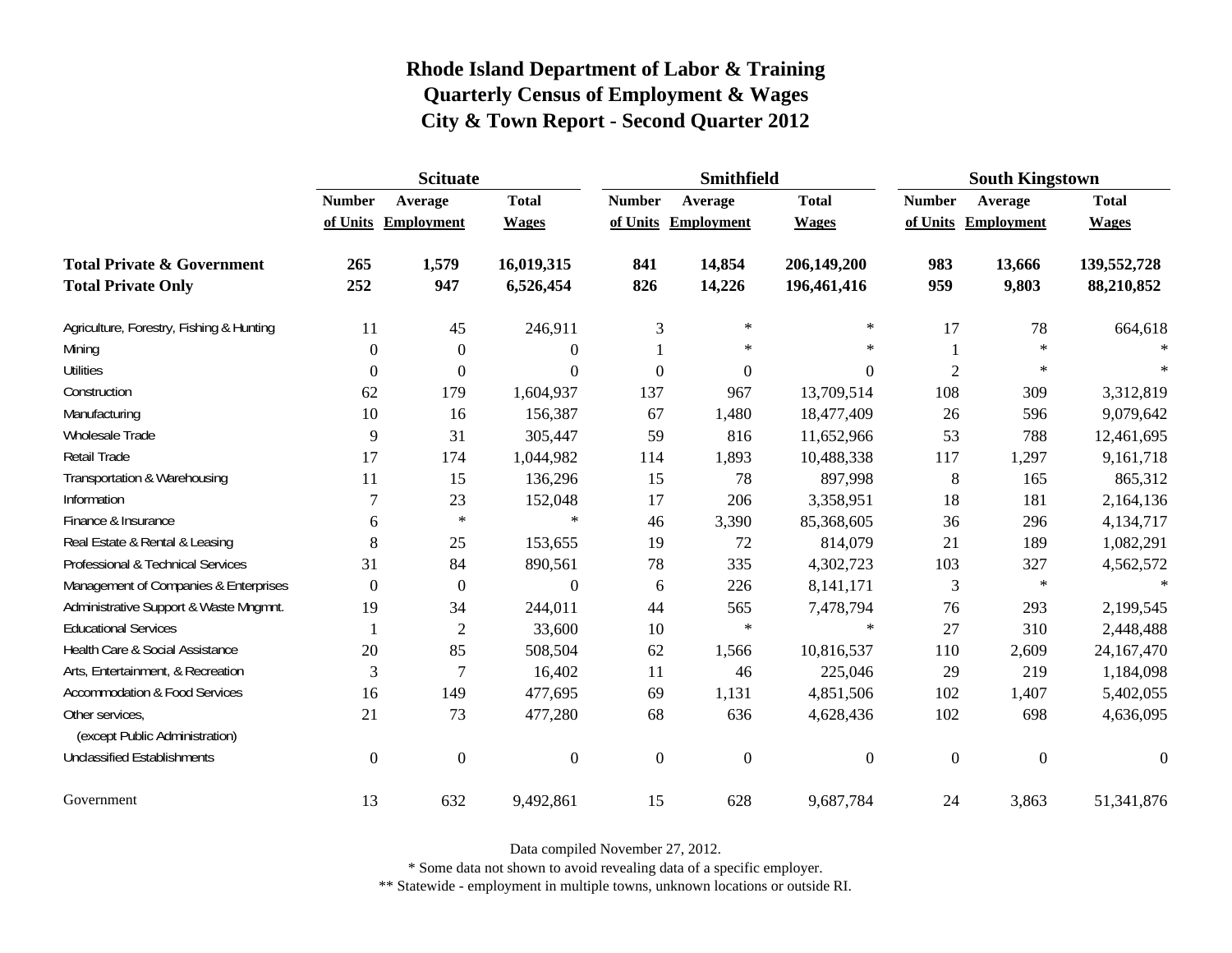# Rhode Island Department of Labor & Training
## Quarterly Census of Employment & Wages
## City & Town Report - Second Quarter 2012

| | Scituate | | | Smithfield | | | South Kingstown | | |
|---|---|---|---|---|---|---|---|---|---|
| | Number of Units | Average Employment | Total Wages | Number of Units | Average Employment | Total Wages | Number of Units | Average Employment | Total Wages |
| **Total Private & Government** | **265** | **1,579** | **16,019,315** | **841** | **14,854** | **206,149,200** | **983** | **13,666** | **139,552,728** |
| **Total Private Only** | **252** | **947** | **6,526,454** | **826** | **14,226** | **196,461,416** | **959** | **9,803** | **88,210,852** |
| Agriculture, Forestry, Fishing & Hunting | 11 | 45 | 246,911 | 3 | * | * | 17 | 78 | 664,618 |
| Mining | 0 | 0 | 0 | 1 | * | * | 1 | * | * |
| Utilities | 0 | 0 | 0 | 0 | 0 | 0 | 2 | * | * |
| Construction | 62 | 179 | 1,604,937 | 137 | 967 | 13,709,514 | 108 | 309 | 3,312,819 |
| Manufacturing | 10 | 16 | 156,387 | 67 | 1,480 | 18,477,409 | 26 | 596 | 9,079,642 |
| Wholesale Trade | 9 | 31 | 305,447 | 59 | 816 | 11,652,966 | 53 | 788 | 12,461,695 |
| Retail Trade | 17 | 174 | 1,044,982 | 114 | 1,893 | 10,488,338 | 117 | 1,297 | 9,161,718 |
| Transportation & Warehousing | 11 | 15 | 136,296 | 15 | 78 | 897,998 | 8 | 165 | 865,312 |
| Information | 7 | 23 | 152,048 | 17 | 206 | 3,358,951 | 18 | 181 | 2,164,136 |
| Finance & Insurance | 6 | * | * | 46 | 3,390 | 85,368,605 | 36 | 296 | 4,134,717 |
| Real Estate & Rental & Leasing | 8 | 25 | 153,655 | 19 | 72 | 814,079 | 21 | 189 | 1,082,291 |
| Professional & Technical Services | 31 | 84 | 890,561 | 78 | 335 | 4,302,723 | 103 | 327 | 4,562,572 |
| Management of Companies & Enterprises | 0 | 0 | 0 | 6 | 226 | 8,141,171 | 3 | * | * |
| Administrative Support & Waste Mngmnt. | 19 | 34 | 244,011 | 44 | 565 | 7,478,794 | 76 | 293 | 2,199,545 |
| Educational Services | 1 | 2 | 33,600 | 10 | * | * | 27 | 310 | 2,448,488 |
| Health Care & Social Assistance | 20 | 85 | 508,504 | 62 | 1,566 | 10,816,537 | 110 | 2,609 | 24,167,470 |
| Arts, Entertainment, & Recreation | 3 | 7 | 16,402 | 11 | 46 | 225,046 | 29 | 219 | 1,184,098 |
| Accommodation & Food Services | 16 | 149 | 477,695 | 69 | 1,131 | 4,851,506 | 102 | 1,407 | 5,402,055 |
| Other services, (except Public Administration) | 21 | 73 | 477,280 | 68 | 636 | 4,628,436 | 102 | 698 | 4,636,095 |
| Unclassified Establishments | 0 | 0 | 0 | 0 | 0 | 0 | 0 | 0 | 0 |
| Government | 13 | 632 | 9,492,861 | 15 | 628 | 9,687,784 | 24 | 3,863 | 51,341,876 |

Data compiled November 27, 2012.

* Some data not shown to avoid revealing data of a specific employer.

** Statewide - employment in multiple towns, unknown locations or outside RI.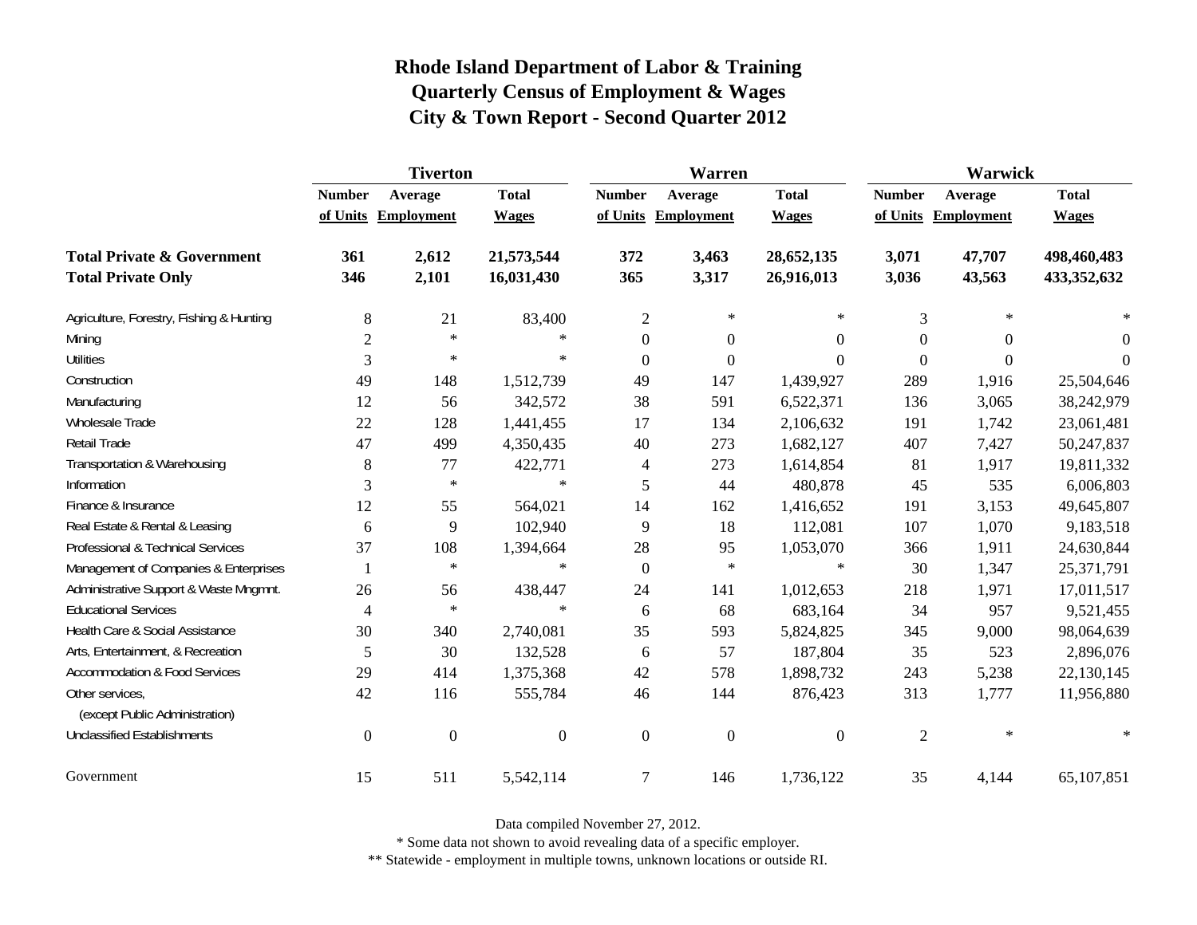# Rhode Island Department of Labor & Training
## Quarterly Census of Employment & Wages
## City & Town Report - Second Quarter 2012

| | Tiverton | | | Warren | | | Warwick | | |
|---|---|---|---|---|---|---|---|---|---|
| | Number of Units | Average Employment | Total Wages | Number of Units | Average Employment | Total Wages | Number of Units | Average Employment | Total Wages |
| **Total Private & Government** | **361** | **2,612** | **21,573,544** | **372** | **3,463** | **28,652,135** | **3,071** | **47,707** | **498,460,483** |
| **Total Private Only** | **346** | **2,101** | **16,031,430** | **365** | **3,317** | **26,916,013** | **3,036** | **43,563** | **433,352,632** |
| Agriculture, Forestry, Fishing & Hunting | 8 | 21 | 83,400 | 2 | * | * | 3 | * | * |
| Mining | 2 | * | * | 0 | 0 | 0 | 0 | 0 | 0 |
| Utilities | 3 | * | * | 0 | 0 | 0 | 0 | 0 | 0 |
| Construction | 49 | 148 | 1,512,739 | 49 | 147 | 1,439,927 | 289 | 1,916 | 25,504,646 |
| Manufacturing | 12 | 56 | 342,572 | 38 | 591 | 6,522,371 | 136 | 3,065 | 38,242,979 |
| Wholesale Trade | 22 | 128 | 1,441,455 | 17 | 134 | 2,106,632 | 191 | 1,742 | 23,061,481 |
| Retail Trade | 47 | 499 | 4,350,435 | 40 | 273 | 1,682,127 | 407 | 7,427 | 50,247,837 |
| Transportation & Warehousing | 8 | 77 | 422,771 | 4 | 273 | 1,614,854 | 81 | 1,917 | 19,811,332 |
| Information | 3 | * | * | 5 | 44 | 480,878 | 45 | 535 | 6,006,803 |
| Finance & Insurance | 12 | 55 | 564,021 | 14 | 162 | 1,416,652 | 191 | 3,153 | 49,645,807 |
| Real Estate & Rental & Leasing | 6 | 9 | 102,940 | 9 | 18 | 112,081 | 107 | 1,070 | 9,183,518 |
| Professional & Technical Services | 37 | 108 | 1,394,664 | 28 | 95 | 1,053,070 | 366 | 1,911 | 24,630,844 |
| Management of Companies & Enterprises | 1 | * | * | 0 | * | * | 30 | 1,347 | 25,371,791 |
| Administrative Support & Waste Mngmnt. | 26 | 56 | 438,447 | 24 | 141 | 1,012,653 | 218 | 1,971 | 17,011,517 |
| Educational Services | 4 | * | * | 6 | 68 | 683,164 | 34 | 957 | 9,521,455 |
| Health Care & Social Assistance | 30 | 340 | 2,740,081 | 35 | 593 | 5,824,825 | 345 | 9,000 | 98,064,639 |
| Arts, Entertainment, & Recreation | 5 | 30 | 132,528 | 6 | 57 | 187,804 | 35 | 523 | 2,896,076 |
| Accommodation & Food Services | 29 | 414 | 1,375,368 | 42 | 578 | 1,898,732 | 243 | 5,238 | 22,130,145 |
| Other services, (except Public Administration) | 42 | 116 | 555,784 | 46 | 144 | 876,423 | 313 | 1,777 | 11,956,880 |
| Unclassified Establishments | 0 | 0 | 0 | 0 | 0 | 0 | 2 | * | * |
| Government | 15 | 511 | 5,542,114 | 7 | 146 | 1,736,122 | 35 | 4,144 | 65,107,851 |

Data compiled November 27, 2012.

* Some data not shown to avoid revealing data of a specific employer.

** Statewide - employment in multiple towns, unknown locations or outside RI.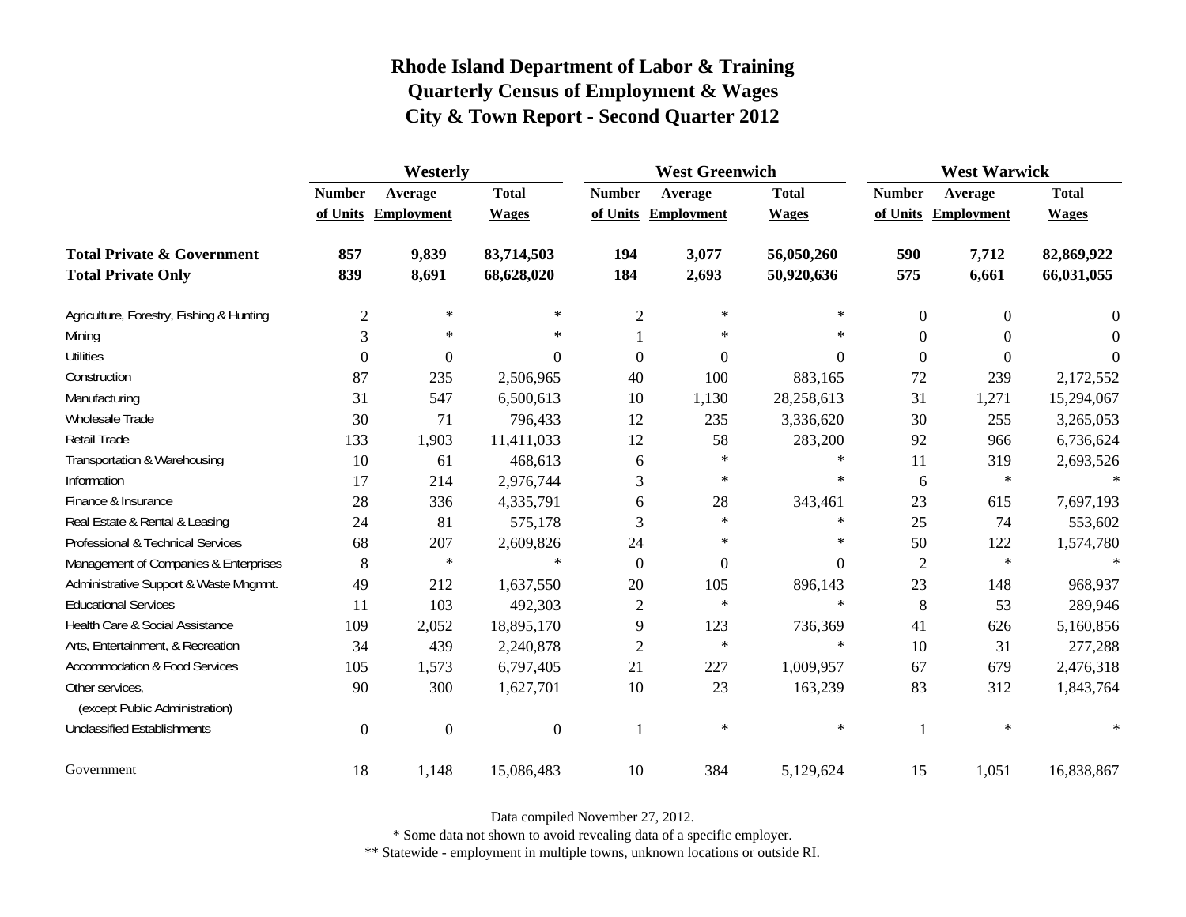# Rhode Island Department of Labor & Training
## Quarterly Census of Employment & Wages
## City & Town Report - Second Quarter 2012

| | Westerly | | | West Greenwich | | | West Warwick | | |
|---|---|---|---|---|---|---|---|---|---|
| | Number of Units | Average Employment | Total Wages | Number of Units | Average Employment | Total Wages | Number of Units | Average Employment | Total Wages |
| **Total Private & Government** | **857** | **9,839** | **83,714,503** | **194** | **3,077** | **56,050,260** | **590** | **7,712** | **82,869,922** |
| **Total Private Only** | **839** | **8,691** | **68,628,020** | **184** | **2,693** | **50,920,636** | **575** | **6,661** | **66,031,055** |
| Agriculture, Forestry, Fishing & Hunting | 2 | * | * | 2 | * | * | 0 | 0 | 0 |
| Mining | 3 | * | * | 1 | * | * | 0 | 0 | 0 |
| Utilities | 0 | 0 | 0 | 0 | 0 | 0 | 0 | 0 | 0 |
| Construction | 87 | 235 | 2,506,965 | 40 | 100 | 883,165 | 72 | 239 | 2,172,552 |
| Manufacturing | 31 | 547 | 6,500,613 | 10 | 1,130 | 28,258,613 | 31 | 1,271 | 15,294,067 |
| Wholesale Trade | 30 | 71 | 796,433 | 12 | 235 | 3,336,620 | 30 | 255 | 3,265,053 |
| Retail Trade | 133 | 1,903 | 11,411,033 | 12 | 58 | 283,200 | 92 | 966 | 6,736,624 |
| Transportation & Warehousing | 10 | 61 | 468,613 | 6 | * | * | 11 | 319 | 2,693,526 |
| Information | 17 | 214 | 2,976,744 | 3 | * | * | 6 | * | * |
| Finance & Insurance | 28 | 336 | 4,335,791 | 6 | 28 | 343,461 | 23 | 615 | 7,697,193 |
| Real Estate & Rental & Leasing | 24 | 81 | 575,178 | 3 | * | * | 25 | 74 | 553,602 |
| Professional & Technical Services | 68 | 207 | 2,609,826 | 24 | * | * | 50 | 122 | 1,574,780 |
| Management of Companies & Enterprises | 8 | * | * | 0 | 0 | 0 | 2 | * | * |
| Administrative Support & Waste Mngmnt. | 49 | 212 | 1,637,550 | 20 | 105 | 896,143 | 23 | 148 | 968,937 |
| Educational Services | 11 | 103 | 492,303 | 2 | * | * | 8 | 53 | 289,946 |
| Health Care & Social Assistance | 109 | 2,052 | 18,895,170 | 9 | 123 | 736,369 | 41 | 626 | 5,160,856 |
| Arts, Entertainment, & Recreation | 34 | 439 | 2,240,878 | 2 | * | * | 10 | 31 | 277,288 |
| Accommodation & Food Services | 105 | 1,573 | 6,797,405 | 21 | 227 | 1,009,957 | 67 | 679 | 2,476,318 |
| Other services, (except Public Administration) | 90 | 300 | 1,627,701 | 10 | 23 | 163,239 | 83 | 312 | 1,843,764 |
| Unclassified Establishments | 0 | 0 | 0 | 1 | * | * | 1 | * | * |
| Government | 18 | 1,148 | 15,086,483 | 10 | 384 | 5,129,624 | 15 | 1,051 | 16,838,867 |

Data compiled November 27, 2012.

* Some data not shown to avoid revealing data of a specific employer.

** Statewide - employment in multiple towns, unknown locations or outside RI.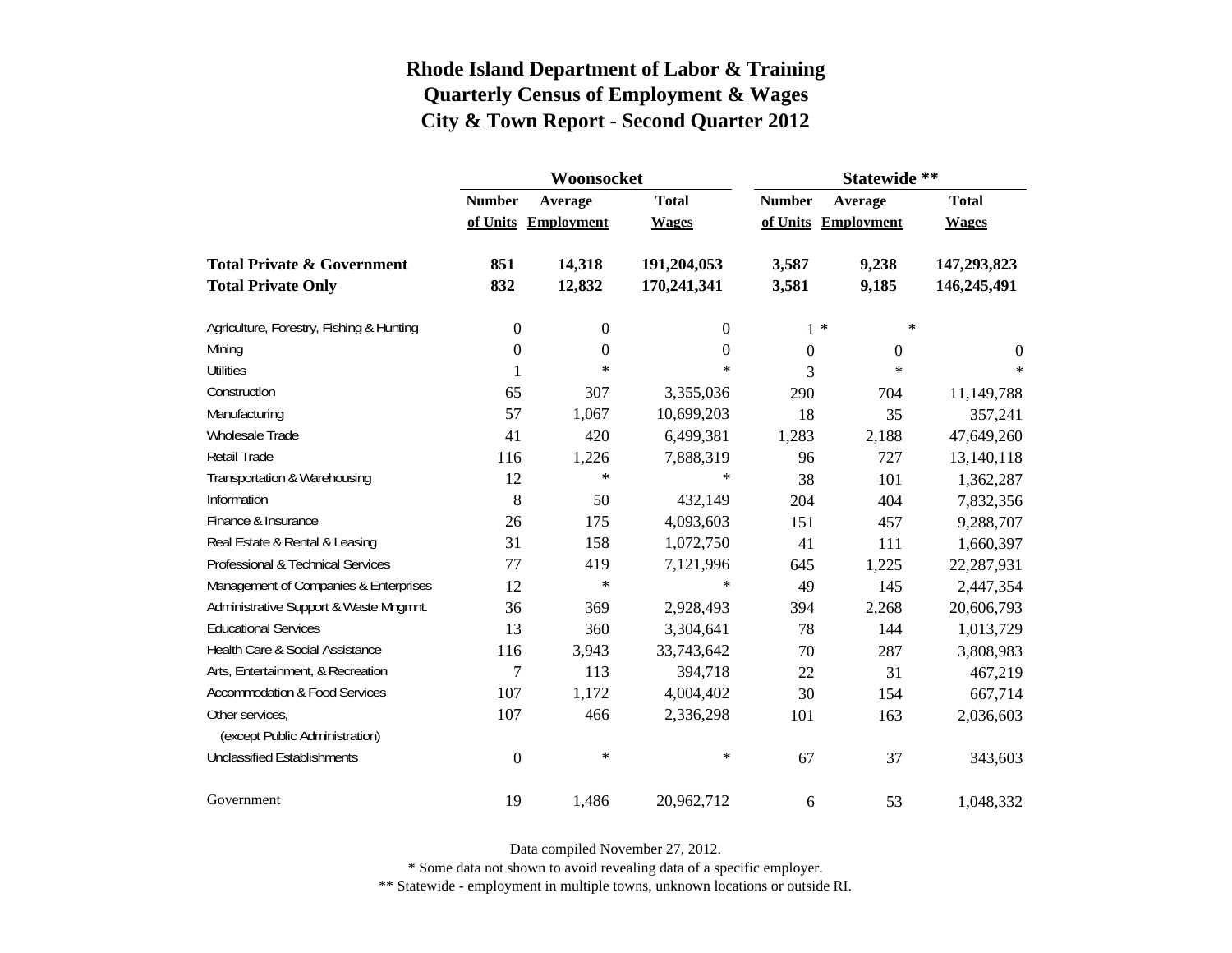# Rhode Island Department of Labor & Training
## Quarterly Census of Employment & Wages
## City & Town Report - Second Quarter 2012

| | Woonsocket | | | Statewide ** | | |
|---|---|---|---|---|---|---|
| | Number of Units | Average Employment | Total Wages | Number of Units | Average Employment | Total Wages |
| **Total Private & Government** | **851** | **14,318** | **191,204,053** | **3,587** | **9,238** | **147,293,823** |
| **Total Private Only** | **832** | **12,832** | **170,241,341** | **3,581** | **9,185** | **146,245,491** |
| Agriculture, Forestry, Fishing & Hunting | 0 | 0 | 0 | 1 | * | * |
| Mining | 0 | 0 | 0 | 0 | 0 | 0 |
| Utilities | 1 | * | * | 3 | * | * |
| Construction | 65 | 307 | 3,355,036 | 290 | 704 | 11,149,788 |
| Manufacturing | 57 | 1,067 | 10,699,203 | 18 | 35 | 357,241 |
| Wholesale Trade | 41 | 420 | 6,499,381 | 1,283 | 2,188 | 47,649,260 |
| Retail Trade | 116 | 1,226 | 7,888,319 | 96 | 727 | 13,140,118 |
| Transportation & Warehousing | 12 | * | * | 38 | 101 | 1,362,287 |
| Information | 8 | 50 | 432,149 | 204 | 404 | 7,832,356 |
| Finance & Insurance | 26 | 175 | 4,093,603 | 151 | 457 | 9,288,707 |
| Real Estate & Rental & Leasing | 31 | 158 | 1,072,750 | 41 | 111 | 1,660,397 |
| Professional & Technical Services | 77 | 419 | 7,121,996 | 645 | 1,225 | 22,287,931 |
| Management of Companies & Enterprises | 12 | * | * | 49 | 145 | 2,447,354 |
| Administrative Support & Waste Mngmnt. | 36 | 369 | 2,928,493 | 394 | 2,268 | 20,606,793 |
| Educational Services | 13 | 360 | 3,304,641 | 78 | 144 | 1,013,729 |
| Health Care & Social Assistance | 116 | 3,943 | 33,743,642 | 70 | 287 | 3,808,983 |
| Arts, Entertainment, & Recreation | 7 | 113 | 394,718 | 22 | 31 | 467,219 |
| Accommodation & Food Services | 107 | 1,172 | 4,004,402 | 30 | 154 | 667,714 |
| Other services, (except Public Administration) | 107 | 466 | 2,336,298 | 101 | 163 | 2,036,603 |
| Unclassified Establishments | 0 | * | * | 67 | 37 | 343,603 |
| Government | 19 | 1,486 | 20,962,712 | 6 | 53 | 1,048,332 |

Data compiled November 27, 2012.

* Some data not shown to avoid revealing data of a specific employer.

** Statewide - employment in multiple towns, unknown locations or outside RI.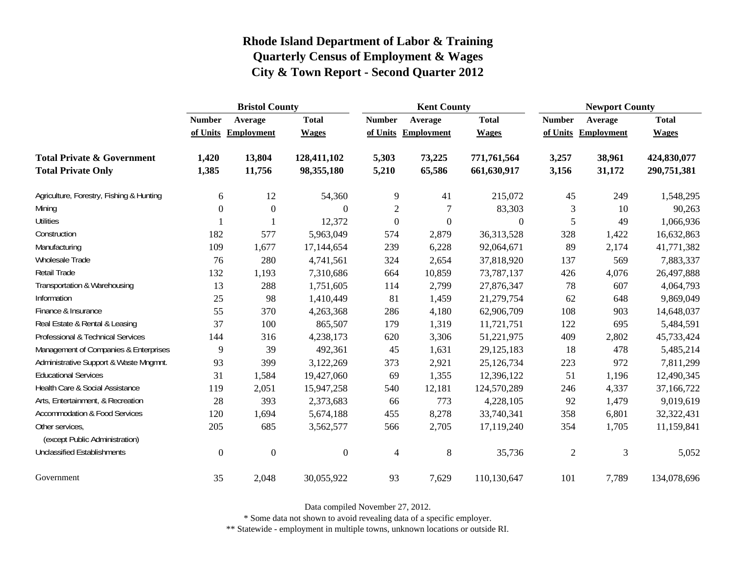# Rhode Island Department of Labor & Training
## Quarterly Census of Employment & Wages
## City & Town Report - Second Quarter 2012

| | Bristol County | | | Kent County | | | Newport County | | |
|---|---|---|---|---|---|---|---|---|---|
| | Number of Units | Average Employment | Total Wages | Number of Units | Average Employment | Total Wages | Number of Units | Average Employment | Total Wages |
| **Total Private & Government** | **1,420** | **13,804** | **128,411,102** | **5,303** | **73,225** | **771,761,564** | **3,257** | **38,961** | **424,830,077** |
| **Total Private Only** | **1,385** | **11,756** | **98,355,180** | **5,210** | **65,586** | **661,630,917** | **3,156** | **31,172** | **290,751,381** |
| Agriculture, Forestry, Fishing & Hunting | 6 | 12 | 54,360 | 9 | 41 | 215,072 | 45 | 249 | 1,548,295 |
| Mining | 0 | 0 | 0 | 2 | 7 | 83,303 | 3 | 10 | 90,263 |
| Utilities | 1 | 1 | 12,372 | 0 | 0 | 0 | 5 | 49 | 1,066,936 |
| Construction | 182 | 577 | 5,963,049 | 574 | 2,879 | 36,313,528 | 328 | 1,422 | 16,632,863 |
| Manufacturing | 109 | 1,677 | 17,144,654 | 239 | 6,228 | 92,064,671 | 89 | 2,174 | 41,771,382 |
| Wholesale Trade | 76 | 280 | 4,741,561 | 324 | 2,654 | 37,818,920 | 137 | 569 | 7,883,337 |
| Retail Trade | 132 | 1,193 | 7,310,686 | 664 | 10,859 | 73,787,137 | 426 | 4,076 | 26,497,888 |
| Transportation & Warehousing | 13 | 288 | 1,751,605 | 114 | 2,799 | 27,876,347 | 78 | 607 | 4,064,793 |
| Information | 25 | 98 | 1,410,449 | 81 | 1,459 | 21,279,754 | 62 | 648 | 9,869,049 |
| Finance & Insurance | 55 | 370 | 4,263,368 | 286 | 4,180 | 62,906,709 | 108 | 903 | 14,648,037 |
| Real Estate & Rental & Leasing | 37 | 100 | 865,507 | 179 | 1,319 | 11,721,751 | 122 | 695 | 5,484,591 |
| Professional & Technical Services | 144 | 316 | 4,238,173 | 620 | 3,306 | 51,221,975 | 409 | 2,802 | 45,733,424 |
| Management of Companies & Enterprises | 9 | 39 | 492,361 | 45 | 1,631 | 29,125,183 | 18 | 478 | 5,485,214 |
| Administrative Support & Waste Mngmnt. | 93 | 399 | 3,122,269 | 373 | 2,921 | 25,126,734 | 223 | 972 | 7,811,299 |
| Educational Services | 31 | 1,584 | 19,427,060 | 69 | 1,355 | 12,396,122 | 51 | 1,196 | 12,490,345 |
| Health Care & Social Assistance | 119 | 2,051 | 15,947,258 | 540 | 12,181 | 124,570,289 | 246 | 4,337 | 37,166,722 |
| Arts, Entertainment, & Recreation | 28 | 393 | 2,373,683 | 66 | 773 | 4,228,105 | 92 | 1,479 | 9,019,619 |
| Accommodation & Food Services | 120 | 1,694 | 5,674,188 | 455 | 8,278 | 33,740,341 | 358 | 6,801 | 32,322,431 |
| Other services, (except Public Administration) | 205 | 685 | 3,562,577 | 566 | 2,705 | 17,119,240 | 354 | 1,705 | 11,159,841 |
| Unclassified Establishments | 0 | 0 | 0 | 4 | 8 | 35,736 | 2 | 3 | 5,052 |
| Government | 35 | 2,048 | 30,055,922 | 93 | 7,629 | 110,130,647 | 101 | 7,789 | 134,078,696 |

Data compiled November 27, 2012.

* Some data not shown to avoid revealing data of a specific employer.

** Statewide - employment in multiple towns, unknown locations or outside RI.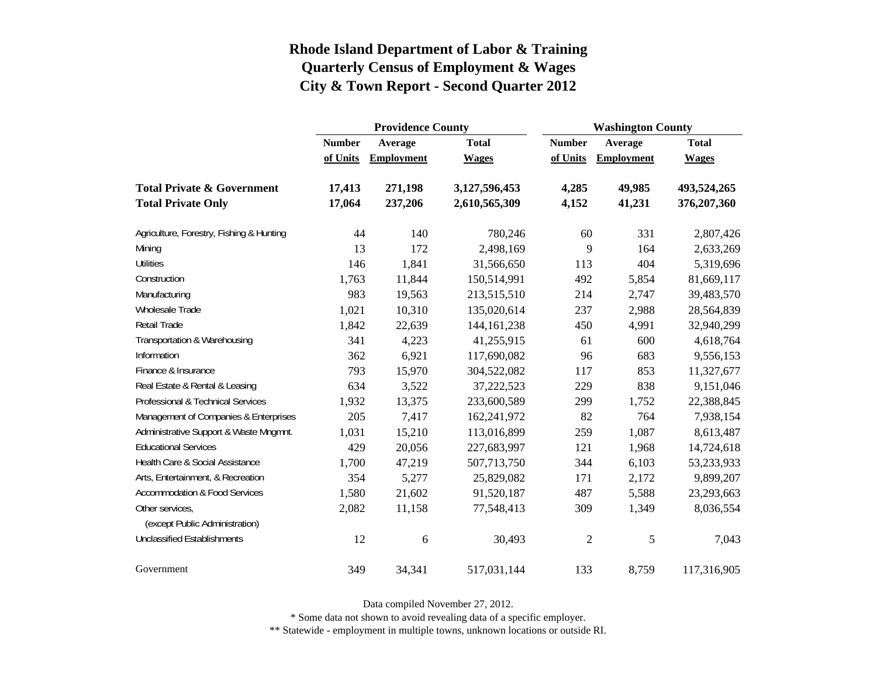# Rhode Island Department of Labor & Training
## Quarterly Census of Employment & Wages
## City & Town Report - Second Quarter 2012

| | Providence County | | | Washington County | | |
|---|---|---|---|---|---|---|
| | Number of Units | Average Employment | Total Wages | Number of Units | Average Employment | Total Wages |
| **Total Private & Government** | **17,413** | **271,198** | **3,127,596,453** | **4,285** | **49,985** | **493,524,265** |
| **Total Private Only** | **17,064** | **237,206** | **2,610,565,309** | **4,152** | **41,231** | **376,207,360** |
| Agriculture, Forestry, Fishing & Hunting | 44 | 140 | 780,246 | 60 | 331 | 2,807,426 |
| Mining | 13 | 172 | 2,498,169 | 9 | 164 | 2,633,269 |
| Utilities | 146 | 1,841 | 31,566,650 | 113 | 404 | 5,319,696 |
| Construction | 1,763 | 11,844 | 150,514,991 | 492 | 5,854 | 81,669,117 |
| Manufacturing | 983 | 19,563 | 213,515,510 | 214 | 2,747 | 39,483,570 |
| Wholesale Trade | 1,021 | 10,310 | 135,020,614 | 237 | 2,988 | 28,564,839 |
| Retail Trade | 1,842 | 22,639 | 144,161,238 | 450 | 4,991 | 32,940,299 |
| Transportation & Warehousing | 341 | 4,223 | 41,255,915 | 61 | 600 | 4,618,764 |
| Information | 362 | 6,921 | 117,690,082 | 96 | 683 | 9,556,153 |
| Finance & Insurance | 793 | 15,970 | 304,522,082 | 117 | 853 | 11,327,677 |
| Real Estate & Rental & Leasing | 634 | 3,522 | 37,222,523 | 229 | 838 | 9,151,046 |
| Professional & Technical Services | 1,932 | 13,375 | 233,600,589 | 299 | 1,752 | 22,388,845 |
| Management of Companies & Enterprises | 205 | 7,417 | 162,241,972 | 82 | 764 | 7,938,154 |
| Administrative Support & Waste Mngmnt. | 1,031 | 15,210 | 113,016,899 | 259 | 1,087 | 8,613,487 |
| Educational Services | 429 | 20,056 | 227,683,997 | 121 | 1,968 | 14,724,618 |
| Health Care & Social Assistance | 1,700 | 47,219 | 507,713,750 | 344 | 6,103 | 53,233,933 |
| Arts, Entertainment, & Recreation | 354 | 5,277 | 25,829,082 | 171 | 2,172 | 9,899,207 |
| Accommodation & Food Services | 1,580 | 21,602 | 91,520,187 | 487 | 5,588 | 23,293,663 |
| Other services, (except Public Administration) | 2,082 | 11,158 | 77,548,413 | 309 | 1,349 | 8,036,554 |
| Unclassified Establishments | 12 | 6 | 30,493 | 2 | 5 | 7,043 |
| Government | 349 | 34,341 | 517,031,144 | 133 | 8,759 | 117,316,905 |

Data compiled November 27, 2012.

* Some data not shown to avoid revealing data of a specific employer.

** Statewide - employment in multiple towns, unknown locations or outside RI.